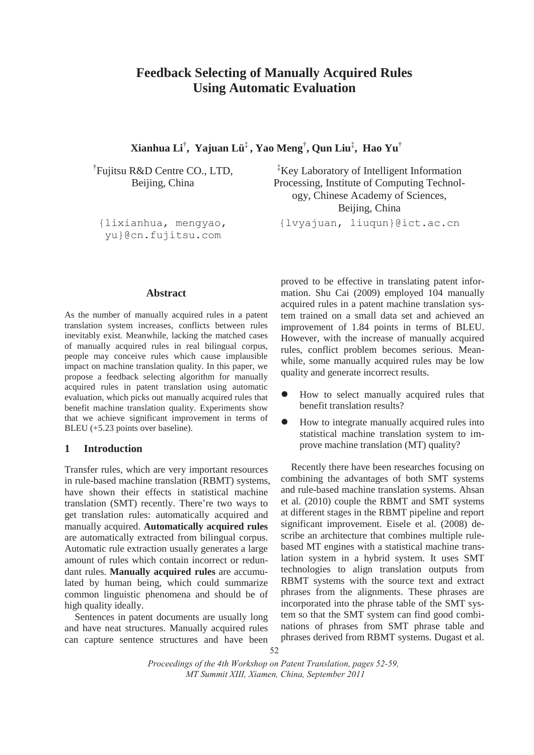# Feedback Selecting of Manually Acquired Rules Using Automatic Evaluation

**Xianhua Li[†], Yajuan Lü[‡], Yao Meng[†], Qun Liu[‡], Hao Yu[†]**

[†]Fujitsu R&D Centre CO., LTD, Beijing, China

{lixianhua, mengyao, yu}@cn.fujitsu.com

[‡]Key Laboratory of Intelligent Information Processing, Institute of Computing Technology, Chinese Academy of Sciences, Beijing, China

{lvyajuan, liuqun}@ict.ac.cn

## Abstract

As the number of manually acquired rules in a patent translation system increases, conflicts between rules inevitably exist. Meanwhile, lacking the matched cases of manually acquired rules in real bilingual corpus, people may conceive rules which cause implausible impact on machine translation quality. In this paper, we propose a feedback selecting algorithm for manually acquired rules in patent translation using automatic evaluation, which picks out manually acquired rules that benefit machine translation quality. Experiments show that we achieve significant improvement in terms of BLEU (+5.23 points over baseline).

## 1 Introduction

Transfer rules, which are very important resources in rule-based machine translation (RBMT) systems, have shown their effects in statistical machine translation (SMT) recently. There're two ways to get translation rules: automatically acquired and manually acquired. **Automatically acquired rules** are automatically extracted from bilingual corpus. Automatic rule extraction usually generates a large amount of rules which contain incorrect or redundant rules. **Manually acquired rules** are accumulated by human being, which could summarize common linguistic phenomena and should be of high quality ideally.

Sentences in patent documents are usually long and have neat structures. Manually acquired rules can capture sentence structures and have been proved to be effective in translating patent information. Shu Cai (2009) employed 104 manually acquired rules in a patent machine translation system trained on a small data set and achieved an improvement of 1.84 points in terms of BLEU. However, with the increase of manually acquired rules, conflict problem becomes serious. Meanwhile, some manually acquired rules may be low quality and generate incorrect results.

- How to select manually acquired rules that benefit translation results?
- How to integrate manually acquired rules into statistical machine translation system to improve machine translation (MT) quality?

Recently there have been researches focusing on combining the advantages of both SMT systems and rule-based machine translation systems. Ahsan et al. (2010) couple the RBMT and SMT systems at different stages in the RBMT pipeline and report significant improvement. Eisele et al. (2008) describe an architecture that combines multiple rule-based MT engines with a statistical machine translation system in a hybrid system. It uses SMT technologies to align translation outputs from RBMT systems with the source text and extract phrases from the alignments. These phrases are incorporated into the phrase table of the SMT system so that the SMT system can find good combinations of phrases from SMT phrase table and phrases derived from RBMT systems. Dugast et al.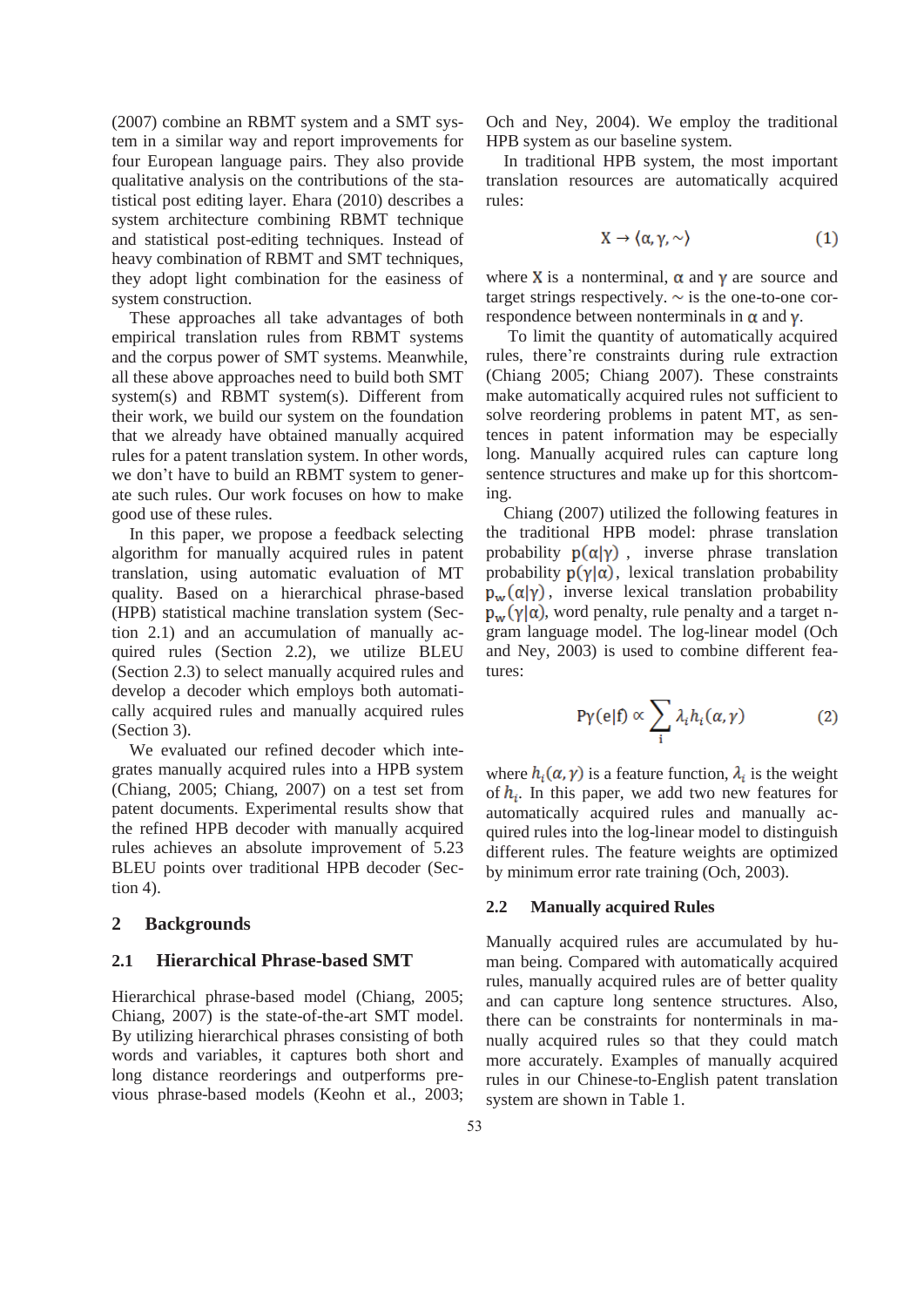(2007) combine an RBMT system and a SMT system in a similar way and report improvements for four European language pairs. They also provide qualitative analysis on the contributions of the statistical post editing layer. Ehara (2010) describes a system architecture combining RBMT technique and statistical post-editing techniques. Instead of heavy combination of RBMT and SMT techniques, they adopt light combination for the easiness of system construction.

These approaches all take advantages of both empirical translation rules from RBMT systems and the corpus power of SMT systems. Meanwhile, all these above approaches need to build both SMT system(s) and RBMT system(s). Different from their work, we build our system on the foundation that we already have obtained manually acquired rules for a patent translation system. In other words, we don't have to build an RBMT system to generate such rules. Our work focuses on how to make good use of these rules.

In this paper, we propose a feedback selecting algorithm for manually acquired rules in patent translation, using automatic evaluation of MT quality. Based on a hierarchical phrase-based (HPB) statistical machine translation system (Section 2.1) and an accumulation of manually acquired rules (Section 2.2), we utilize BLEU (Section 2.3) to select manually acquired rules and develop a decoder which employs both automatically acquired rules and manually acquired rules (Section 3).

We evaluated our refined decoder which integrates manually acquired rules into a HPB system (Chiang, 2005; Chiang, 2007) on a test set from patent documents. Experimental results show that the refined HPB decoder with manually acquired rules achieves an absolute improvement of 5.23 BLEU points over traditional HPB decoder (Section 4).

## 2 Backgrounds

### 2.1 Hierarchical Phrase-based SMT

Hierarchical phrase-based model (Chiang, 2005; Chiang, 2007) is the state-of-the-art SMT model. By utilizing hierarchical phrases consisting of both words and variables, it captures both short and long distance reorderings and outperforms previous phrase-based models (Keohn et al., 2003; Och and Ney, 2004). We employ the traditional HPB system as our baseline system.

In traditional HPB system, the most important translation resources are automatically acquired rules:

$$X \rightarrow \langle \alpha, \gamma, \sim \rangle \quad (1)$$

where $X$ is a nonterminal, $\alpha$ and $\gamma$ are source and target strings respectively. $\sim$ is the one-to-one correspondence between nonterminals in $\alpha$ and $\gamma$.

To limit the quantity of automatically acquired rules, there're constraints during rule extraction (Chiang 2005; Chiang 2007). These constraints make automatically acquired rules not sufficient to solve reordering problems in patent MT, as sentences in patent information may be especially long. Manually acquired rules can capture long sentence structures and make up for this shortcoming.

Chiang (2007) utilized the following features in the traditional HPB model: phrase translation probability $p(\alpha|\gamma)$, inverse phrase translation probability $p(\gamma|\alpha)$, lexical translation probability $p_w(\alpha|\gamma)$, inverse lexical translation probability $p_w(\gamma|\alpha)$, word penalty, rule penalty and a target n-gram language model. The log-linear model (Och and Ney, 2003) is used to combine different features:

$$P\gamma(e|f) \propto \sum_{i} \lambda_i h_i(\alpha, \gamma) \quad (2)$$

where $h_i(\alpha, \gamma)$ is a feature function, $\lambda_i$ is the weight of $h_i$. In this paper, we add two new features for automatically acquired rules and manually acquired rules into the log-linear model to distinguish different rules. The feature weights are optimized by minimum error rate training (Och, 2003).

### 2.2 Manually acquired Rules

Manually acquired rules are accumulated by human being. Compared with automatically acquired rules, manually acquired rules are of better quality and can capture long sentence structures. Also, there can be constraints for nonterminals in manually acquired rules so that they could match more accurately. Examples of manually acquired rules in our Chinese-to-English patent translation system are shown in Table 1.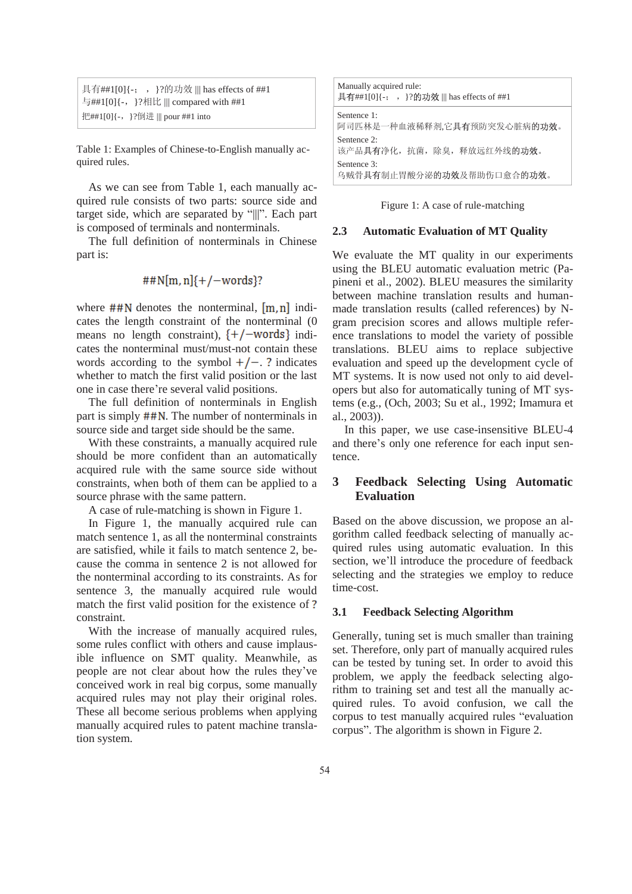| 具有##1[0]{-；，}?的功效 \|\|\| has effects of ##1 |
|---|
| 与##1[0]{-，}?相比 \|\|\| compared with ##1 |
| 把##1[0]{-，}?倒进 \|\|\| pour ##1 into |

Table 1: Examples of Chinese-to-English manually acquired rules.

As we can see from Table 1, each manually acquired rule consists of two parts: source side and target side, which are separated by "|||". Each part is composed of terminals and nonterminals.

The full definition of nonterminals in Chinese part is:

$$\#\#\mathrm{N}[\mathrm{m},\mathrm{n}]\{+/-\mathrm{words}\}?$$

where $\#\#\mathrm{N}$ denotes the nonterminal, $[\mathrm{m},\mathrm{n}]$ indicates the length constraint of the nonterminal (0 means no length constraint), $\{+/-\mathrm{words}\}$ indicates the nonterminal must/must-not contain these words according to the symbol $+/-$. $?$ indicates whether to match the first valid position or the last one in case there're several valid positions.

The full definition of nonterminals in English part is simply $\#\#\mathrm{N}$. The number of nonterminals in source side and target side should be the same.

With these constraints, a manually acquired rule should be more confident than an automatically acquired rule with the same source side without constraints, when both of them can be applied to a source phrase with the same pattern.

A case of rule-matching is shown in Figure 1.

In Figure 1, the manually acquired rule can match sentence 1, as all the nonterminal constraints are satisfied, while it fails to match sentence 2, because the comma in sentence 2 is not allowed for the nonterminal according to its constraints. As for sentence 3, the manually acquired rule would match the first valid position for the existence of $?$ constraint.

With the increase of manually acquired rules, some rules conflict with others and cause implausible influence on SMT quality. Meanwhile, as people are not clear about how the rules they've conceived work in real big corpus, some manually acquired rules may not play their original roles. These all become serious problems when applying manually acquired rules to patent machine translation system.

| Manually acquired rule: 具有##1[0]{-；，}?的功效 \|\|\| has effects of ##1 |
|---|
| Sentence 1: 阿司匹林是一种血液稀释剂,它具有预防突发心脏病的功效。 |
| Sentence 2: 该产品具有净化，抗菌，除臭，释放远红外线的功效。 |
| Sentence 3: 乌贼骨具有制止胃酸分泌的功效及帮助伤口愈合的功效。 |

Figure 1: A case of rule-matching

### 2.3 Automatic Evaluation of MT Quality

We evaluate the MT quality in our experiments using the BLEU automatic evaluation metric (Papineni et al., 2002). BLEU measures the similarity between machine translation results and human-made translation results (called references) by N-gram precision scores and allows multiple reference translations to model the variety of possible translations. BLEU aims to replace subjective evaluation and speed up the development cycle of MT systems. It is now used not only to aid developers but also for automatically tuning of MT systems (e.g., (Och, 2003; Su et al., 1992; Imamura et al., 2003)).

In this paper, we use case-insensitive BLEU-4 and there's only one reference for each input sentence.

## 3 Feedback Selecting Using Automatic Evaluation

Based on the above discussion, we propose an algorithm called feedback selecting of manually acquired rules using automatic evaluation. In this section, we'll introduce the procedure of feedback selecting and the strategies we employ to reduce time-cost.

### 3.1 Feedback Selecting Algorithm

Generally, tuning set is much smaller than training set. Therefore, only part of manually acquired rules can be tested by tuning set. In order to avoid this problem, we apply the feedback selecting algorithm to training set and test all the manually acquired rules. To avoid confusion, we call the corpus to test manually acquired rules "evaluation corpus". The algorithm is shown in Figure 2.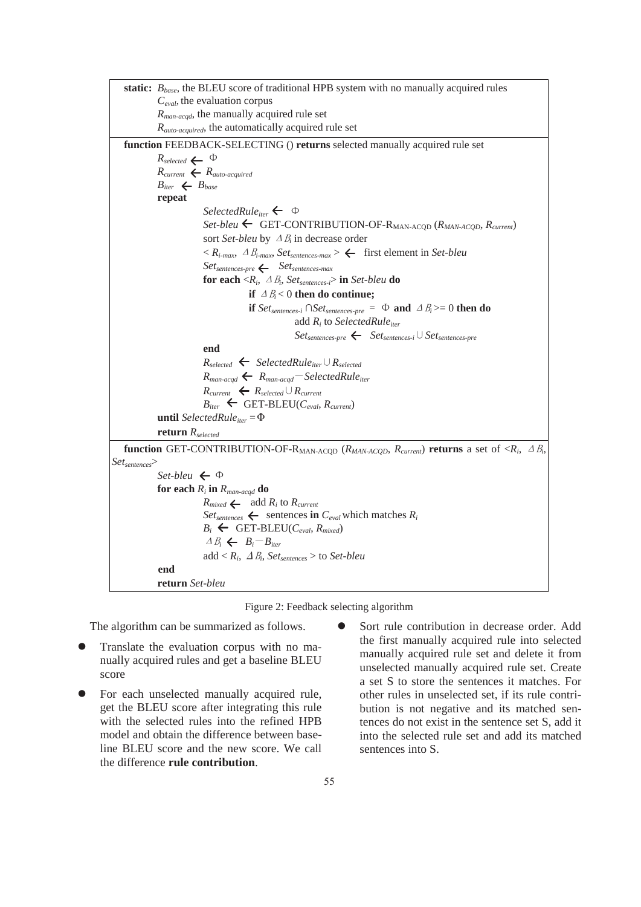```
static: B_base, the BLEU score of traditional HPB system with no manually acquired rules
        C_eval, the evaluation corpus
        R_man-acqd, the manually acquired rule set
        R_auto-acquired, the automatically acquired rule set

function FEEDBACK-SELECTING () returns selected manually acquired rule set
    R_selected ← Φ
    R_current ← R_auto-acquired
    B_iter ← B_base
    repeat
        SelectedRule_iter ← Φ
        Set-bleu ← GET-CONTRIBUTION-OF-R_MAN-ACQD (R_MAN-ACQD, R_current)
        sort Set-bleu by ΔB_i in decrease order
        < R_i-max, ΔB_i-max, Set_sentences-max > ← first element in Set-bleu
        Set_sentences-pre ← Set_sentences-max
        for each <R_i, ΔB_i, Set_sentences-i> in Set-bleu do
            if ΔB_i < 0 then do continue;
            if Set_sentences-i ∩ Set_sentences-pre = Φ and ΔB_i >= 0 then do
                add R_i to SelectedRule_iter
                Set_sentences-pre ← Set_sentences-i ∪ Set_sentences-pre
        end
        R_selected ← SelectedRule_iter ∪ R_selected
        R_man-acqd ← R_man-acqd − SelectedRule_iter
        R_current ← R_selected ∪ R_current
        B_iter ← GET-BLEU(C_eval, R_current)
    until SelectedRule_iter = Φ
    return R_selected

function GET-CONTRIBUTION-OF-R_MAN-ACQD (R_MAN-ACQD, R_current) returns a set of <R_i, ΔB_i, Set_sentences>
    Set-bleu ← Φ
    for each R_i in R_man-acqd do
        R_mixed ← add R_i to R_current
        Set_sentences ← sentences in C_eval which matches R_i
        B_i ← GET-BLEU(C_eval, R_mixed)
        ΔB_i ← B_i − B_iter
        add < R_i, ΔB_i, Set_sentences > to Set-bleu
    end
    return Set-bleu
```

Figure 2: Feedback selecting algorithm

The algorithm can be summarized as follows.

- Translate the evaluation corpus with no manually acquired rules and get a baseline BLEU score
- For each unselected manually acquired rule, get the BLEU score after integrating this rule with the selected rules into the refined HPB model and obtain the difference between baseline BLEU score and the new score. We call the difference **rule contribution**.
- Sort rule contribution in decrease order. Add the first manually acquired rule into selected manually acquired rule set and delete it from unselected manually acquired rule set. Create a set S to store the sentences it matches. For other rules in unselected set, if its rule contribution is not negative and its matched sentences do not exist in the sentence set S, add it into the selected rule set and add its matched sentences into S.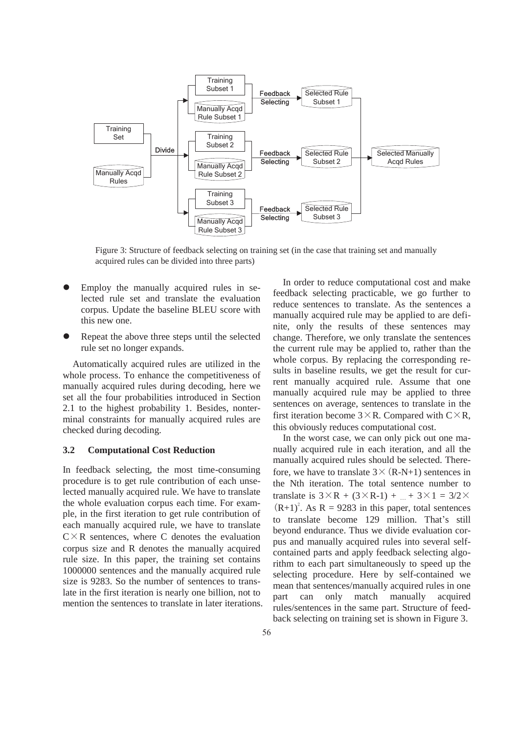Figure 3: Structure of feedback selecting on training set (in the case that training set and manually acquired rules can be divided into three parts)

- Employ the manually acquired rules in selected rule set and translate the evaluation corpus. Update the baseline BLEU score with this new one.
- Repeat the above three steps until the selected rule set no longer expands.

Automatically acquired rules are utilized in the whole process. To enhance the competitiveness of manually acquired rules during decoding, here we set all the four probabilities introduced in Section 2.1 to the highest probability 1. Besides, nonterminal constraints for manually acquired rules are checked during decoding.

### 3.2 Computational Cost Reduction

In feedback selecting, the most time-consuming procedure is to get rule contribution of each unselected manually acquired rule. We have to translate the whole evaluation corpus each time. For example, in the first iteration to get rule contribution of each manually acquired rule, we have to translate $C \times R$ sentences, where C denotes the evaluation corpus size and R denotes the manually acquired rule size. In this paper, the training set contains 1000000 sentences and the manually acquired rule size is 9283. So the number of sentences to translate in the first iteration is nearly one billion, not to mention the sentences to translate in later iterations.

In order to reduce computational cost and make feedback selecting practicable, we go further to reduce sentences to translate. As the sentences a manually acquired rule may be applied to are definite, only the results of these sentences may change. Therefore, we only translate the sentences the current rule may be applied to, rather than the whole corpus. By replacing the corresponding results in baseline results, we get the result for current manually acquired rule. Assume that one manually acquired rule may be applied to three sentences on average, sentences to translate in the first iteration become $3 \times R$. Compared with $C \times R$, this obviously reduces computational cost.

In the worst case, we can only pick out one manually acquired rule in each iteration, and all the manually acquired rules should be selected. Therefore, we have to translate $3 \times (R\text{-}N\text{+}1)$ sentences in the Nth iteration. The total sentence number to translate is $3 \times R + (3 \times R\text{-}1) + \ldots + 3 \times 1 = 3/2 \times (R+1)^2$. As R = 9283 in this paper, total sentences to translate become 129 million. That's still beyond endurance. Thus we divide evaluation corpus and manually acquired rules into several self-contained parts and apply feedback selecting algorithm to each part simultaneously to speed up the selecting procedure. Here by self-contained we mean that sentences/manually acquired rules in one part can only match manually acquired rules/sentences in the same part. Structure of feedback selecting on training set is shown in Figure 3.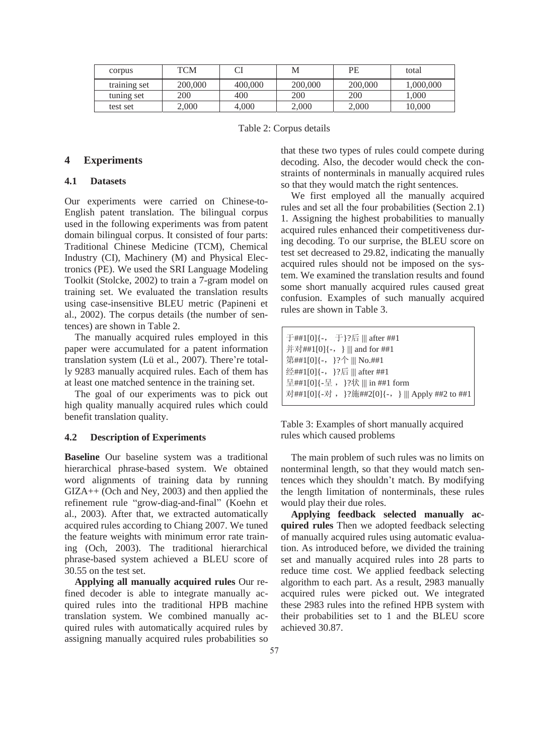| corpus | TCM | CI | M | PE | total |
|---|---|---|---|---|---|
| training set | 200,000 | 400,000 | 200,000 | 200,000 | 1,000,000 |
| tuning set | 200 | 400 | 200 | 200 | 1,000 |
| test set | 2,000 | 4,000 | 2,000 | 2,000 | 10,000 |

Table 2: Corpus details

## 4 Experiments

### 4.1 Datasets

Our experiments were carried on Chinese-to-English patent translation. The bilingual corpus used in the following experiments was from patent domain bilingual corpus. It consisted of four parts: Traditional Chinese Medicine (TCM), Chemical Industry (CI), Machinery (M) and Physical Electronics (PE). We used the SRI Language Modeling Toolkit (Stolcke, 2002) to train a 7-gram model on training set. We evaluated the translation results using case-insensitive BLEU metric (Papineni et al., 2002). The corpus details (the number of sentences) are shown in Table 2.

The manually acquired rules employed in this paper were accumulated for a patent information translation system (Lü et al., 2007). There're totally 9283 manually acquired rules. Each of them has at least one matched sentence in the training set.

The goal of our experiments was to pick out high quality manually acquired rules which could benefit translation quality.

### 4.2 Description of Experiments

**Baseline** Our baseline system was a traditional hierarchical phrase-based system. We obtained word alignments of training data by running GIZA++ (Och and Ney, 2003) and then applied the refinement rule "grow-diag-and-final" (Koehn et al., 2003). After that, we extracted automatically acquired rules according to Chiang 2007. We tuned the feature weights with minimum error rate training (Och, 2003). The traditional hierarchical phrase-based system achieved a BLEU score of 30.55 on the test set.

**Applying all manually acquired rules** Our refined decoder is able to integrate manually acquired rules into the traditional HPB machine translation system. We combined manually acquired rules with automatically acquired rules by assigning manually acquired rules probabilities so that these two types of rules could compete during decoding. Also, the decoder would check the constraints of nonterminals in manually acquired rules so that they would match the right sentences.

We first employed all the manually acquired rules and set all the four probabilities (Section 2.1) 1. Assigning the highest probabilities to manually acquired rules enhanced their competitiveness during decoding. To our surprise, the BLEU score on test set decreased to 29.82, indicating the manually acquired rules should not be imposed on the system. We examined the translation results and found some short manually acquired rules caused great confusion. Examples of such manually acquired rules are shown in Table 3.

```
于##1[0]{-， 于}?后 ||| after ##1
并对##1[0]{-，} ||| and for ##1
第##1[0]{-，}?个 ||| No.##1
经##1[0]{-，}?后 ||| after ##1
呈##1[0]{-呈，}?状 ||| in ##1 form
对##1[0]{-对，}?施##2[0]{-，} ||| Apply ##2 to ##1
```

Table 3: Examples of short manually acquired rules which caused problems

The main problem of such rules was no limits on nonterminal length, so that they would match sentences which they shouldn't match. By modifying the length limitation of nonterminals, these rules would play their due roles.

**Applying feedback selected manually acquired rules** Then we adopted feedback selecting of manually acquired rules using automatic evaluation. As introduced before, we divided the training set and manually acquired rules into 28 parts to reduce time cost. We applied feedback selecting algorithm to each part. As a result, 2983 manually acquired rules were picked out. We integrated these 2983 rules into the refined HPB system with their probabilities set to 1 and the BLEU score achieved 30.87.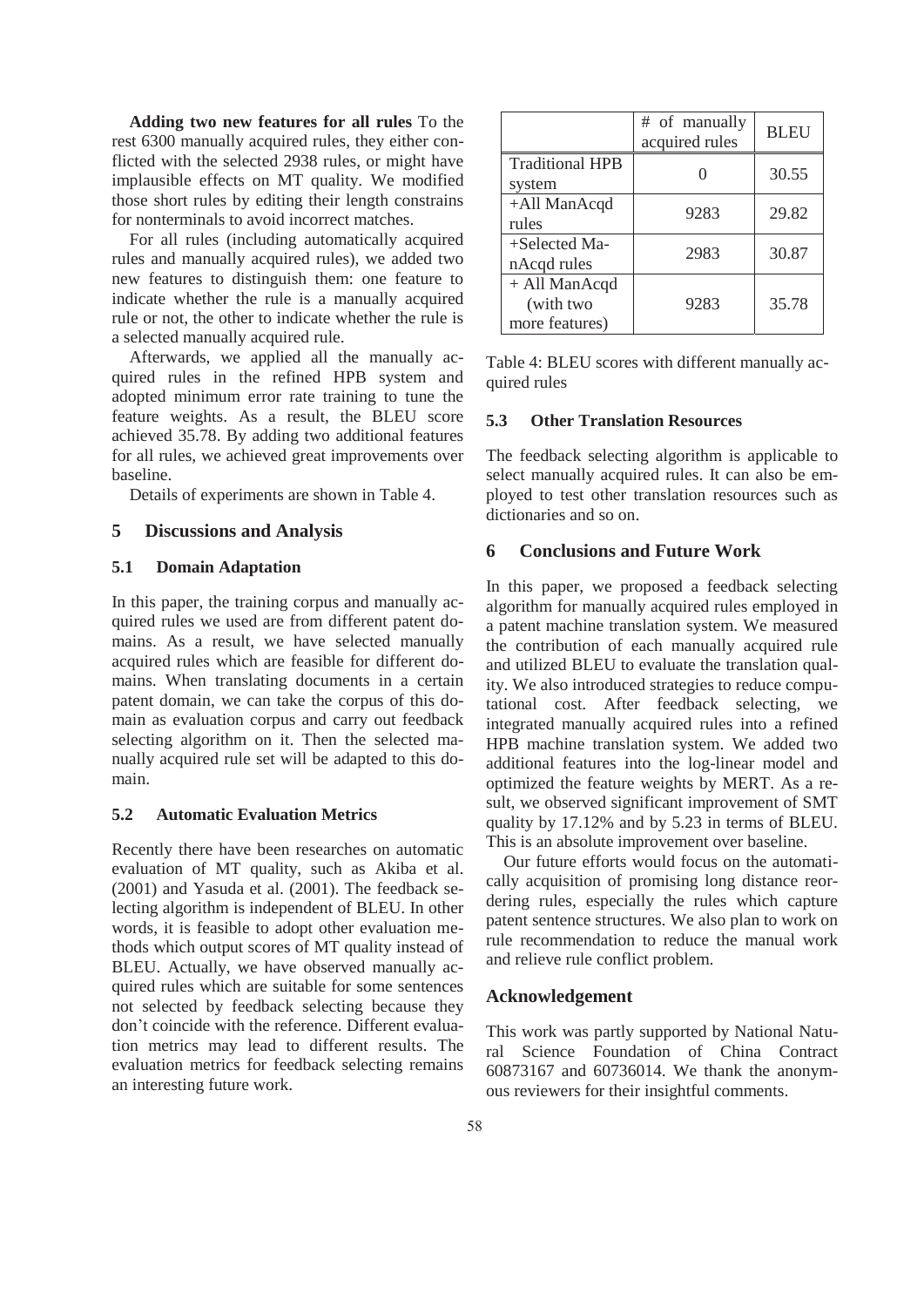**Adding two new features for all rules** To the rest 6300 manually acquired rules, they either conflicted with the selected 2938 rules, or might have implausible effects on MT quality. We modified those short rules by editing their length constrains for nonterminals to avoid incorrect matches.

For all rules (including automatically acquired rules and manually acquired rules), we added two new features to distinguish them: one feature to indicate whether the rule is a manually acquired rule or not, the other to indicate whether the rule is a selected manually acquired rule.

Afterwards, we applied all the manually acquired rules in the refined HPB system and adopted minimum error rate training to tune the feature weights. As a result, the BLEU score achieved 35.78. By adding two additional features for all rules, we achieved great improvements over baseline.

Details of experiments are shown in Table 4.

| | # of manually acquired rules | BLEU |
|---|---|---|
| Traditional HPB system | 0 | 30.55 |
| +All ManAcqd rules | 9283 | 29.82 |
| +Selected ManAcqd rules | 2983 | 30.87 |
| + All ManAcqd (with two more features) | 9283 | 35.78 |

Table 4: BLEU scores with different manually acquired rules

## 5 Discussions and Analysis

### 5.1 Domain Adaptation

In this paper, the training corpus and manually acquired rules we used are from different patent domains. As a result, we have selected manually acquired rules which are feasible for different domains. When translating documents in a certain patent domain, we can take the corpus of this domain as evaluation corpus and carry out feedback selecting algorithm on it. Then the selected manually acquired rule set will be adapted to this domain.

### 5.2 Automatic Evaluation Metrics

Recently there have been researches on automatic evaluation of MT quality, such as Akiba et al. (2001) and Yasuda et al. (2001). The feedback selecting algorithm is independent of BLEU. In other words, it is feasible to adopt other evaluation methods which output scores of MT quality instead of BLEU. Actually, we have observed manually acquired rules which are suitable for some sentences not selected by feedback selecting because they don't coincide with the reference. Different evaluation metrics may lead to different results. The evaluation metrics for feedback selecting remains an interesting future work.

### 5.3 Other Translation Resources

The feedback selecting algorithm is applicable to select manually acquired rules. It can also be employed to test other translation resources such as dictionaries and so on.

## 6 Conclusions and Future Work

In this paper, we proposed a feedback selecting algorithm for manually acquired rules employed in a patent machine translation system. We measured the contribution of each manually acquired rule and utilized BLEU to evaluate the translation quality. We also introduced strategies to reduce computational cost. After feedback selecting, we integrated manually acquired rules into a refined HPB machine translation system. We added two additional features into the log-linear model and optimized the feature weights by MERT. As a result, we observed significant improvement of SMT quality by 17.12% and by 5.23 in terms of BLEU. This is an absolute improvement over baseline.

Our future efforts would focus on the automatically acquisition of promising long distance reordering rules, especially the rules which capture patent sentence structures. We also plan to work on rule recommendation to reduce the manual work and relieve rule conflict problem.

## Acknowledgement

This work was partly supported by National Natural Science Foundation of China Contract 60873167 and 60736014. We thank the anonymous reviewers for their insightful comments.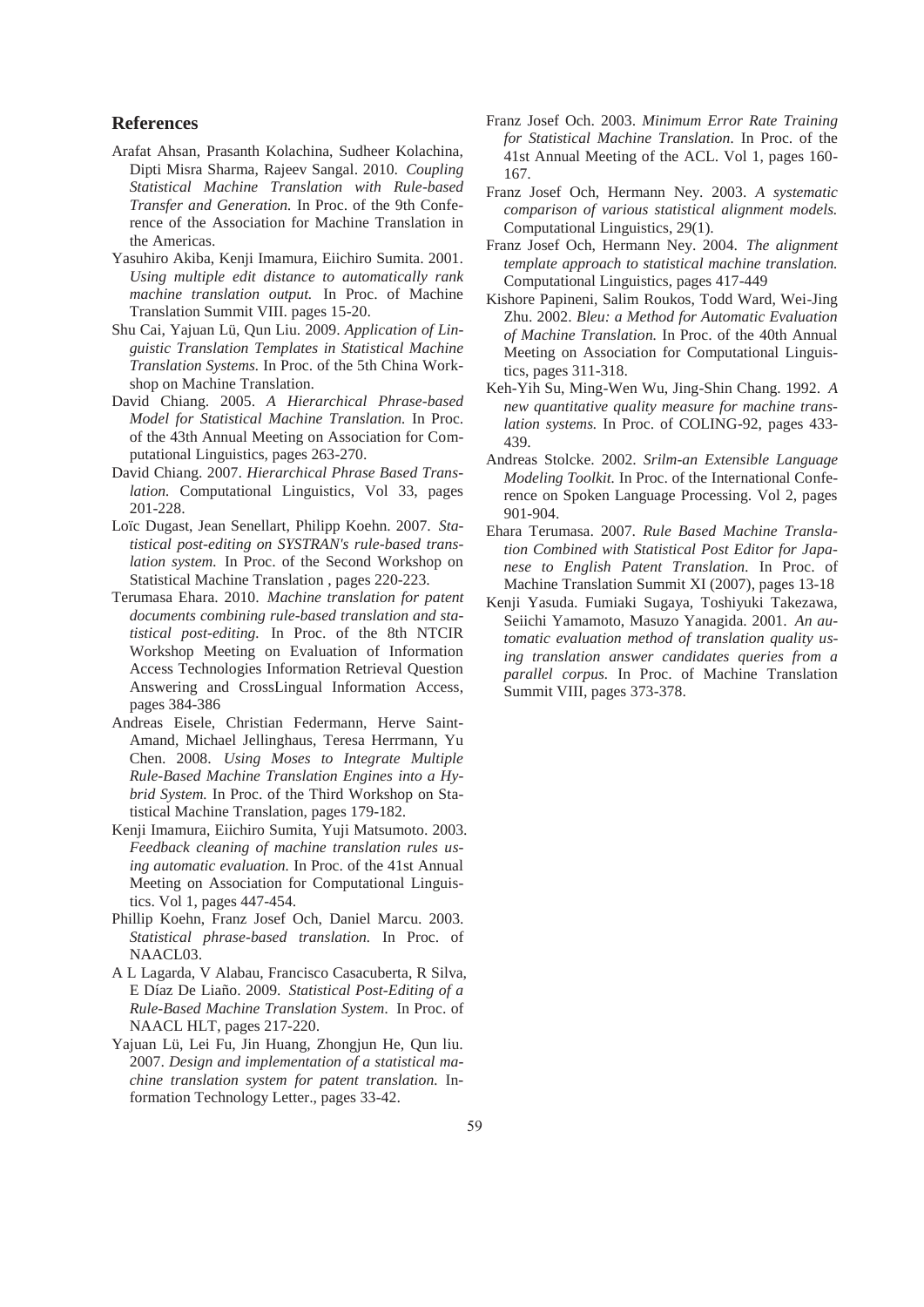## References

Arafat Ahsan, Prasanth Kolachina, Sudheer Kolachina, Dipti Misra Sharma, Rajeev Sangal. 2010. *Coupling Statistical Machine Translation with Rule-based Transfer and Generation.* In Proc. of the 9th Conference of the Association for Machine Translation in the Americas.

Yasuhiro Akiba, Kenji Imamura, Eiichiro Sumita. 2001. *Using multiple edit distance to automatically rank machine translation output.* In Proc. of Machine Translation Summit VIII. pages 15-20.

Shu Cai, Yajuan Lü, Qun Liu. 2009. *Application of Linguistic Translation Templates in Statistical Machine Translation Systems.* In Proc. of the 5th China Workshop on Machine Translation.

David Chiang. 2005. *A Hierarchical Phrase-based Model for Statistical Machine Translation.* In Proc. of the 43th Annual Meeting on Association for Computational Linguistics, pages 263-270.

David Chiang. 2007. *Hierarchical Phrase Based Translation.* Computational Linguistics, Vol 33, pages 201-228.

Loïc Dugast, Jean Senellart, Philipp Koehn. 2007. *Statistical post-editing on SYSTRAN's rule-based translation system.* In Proc. of the Second Workshop on Statistical Machine Translation , pages 220-223.

Terumasa Ehara. 2010. *Machine translation for patent documents combining rule-based translation and statistical post-editing.* In Proc. of the 8th NTCIR Workshop Meeting on Evaluation of Information Access Technologies Information Retrieval Question Answering and CrossLingual Information Access, pages 384-386

Andreas Eisele, Christian Federmann, Herve Saint-Amand, Michael Jellinghaus, Teresa Herrmann, Yu Chen. 2008. *Using Moses to Integrate Multiple Rule-Based Machine Translation Engines into a Hybrid System.* In Proc. of the Third Workshop on Statistical Machine Translation, pages 179-182.

Kenji Imamura, Eiichiro Sumita, Yuji Matsumoto. 2003. *Feedback cleaning of machine translation rules using automatic evaluation.* In Proc. of the 41st Annual Meeting on Association for Computational Linguistics. Vol 1, pages 447-454.

Phillip Koehn, Franz Josef Och, Daniel Marcu. 2003. *Statistical phrase-based translation.* In Proc. of NAACL03.

A L Lagarda, V Alabau, Francisco Casacuberta, R Silva, E Díaz De Liaño. 2009. *Statistical Post-Editing of a Rule-Based Machine Translation System.* In Proc. of NAACL HLT, pages 217-220.

Yajuan Lü, Lei Fu, Jin Huang, Zhongjun He, Qun liu. 2007. *Design and implementation of a statistical machine translation system for patent translation.* Information Technology Letter., pages 33-42.

Franz Josef Och. 2003. *Minimum Error Rate Training for Statistical Machine Translation.* In Proc. of the 41st Annual Meeting of the ACL. Vol 1, pages 160-167.

Franz Josef Och, Hermann Ney. 2003. *A systematic comparison of various statistical alignment models.* Computational Linguistics, 29(1).

Franz Josef Och, Hermann Ney. 2004. *The alignment template approach to statistical machine translation.* Computational Linguistics, pages 417-449

Kishore Papineni, Salim Roukos, Todd Ward, Wei-Jing Zhu. 2002. *Bleu: a Method for Automatic Evaluation of Machine Translation.* In Proc. of the 40th Annual Meeting on Association for Computational Linguistics, pages 311-318.

Keh-Yih Su, Ming-Wen Wu, Jing-Shin Chang. 1992. *A new quantitative quality measure for machine translation systems.* In Proc. of COLING-92, pages 433-439.

Andreas Stolcke. 2002. *Srilm-an Extensible Language Modeling Toolkit.* In Proc. of the International Conference on Spoken Language Processing. Vol 2, pages 901-904.

Ehara Terumasa. 2007. *Rule Based Machine Translation Combined with Statistical Post Editor for Japanese to English Patent Translation.* In Proc. of Machine Translation Summit XI (2007), pages 13-18

Kenji Yasuda. Fumiaki Sugaya, Toshiyuki Takezawa, Seiichi Yamamoto, Masuzo Yanagida. 2001. *An automatic evaluation method of translation quality using translation answer candidates queries from a parallel corpus.* In Proc. of Machine Translation Summit VIII, pages 373-378.